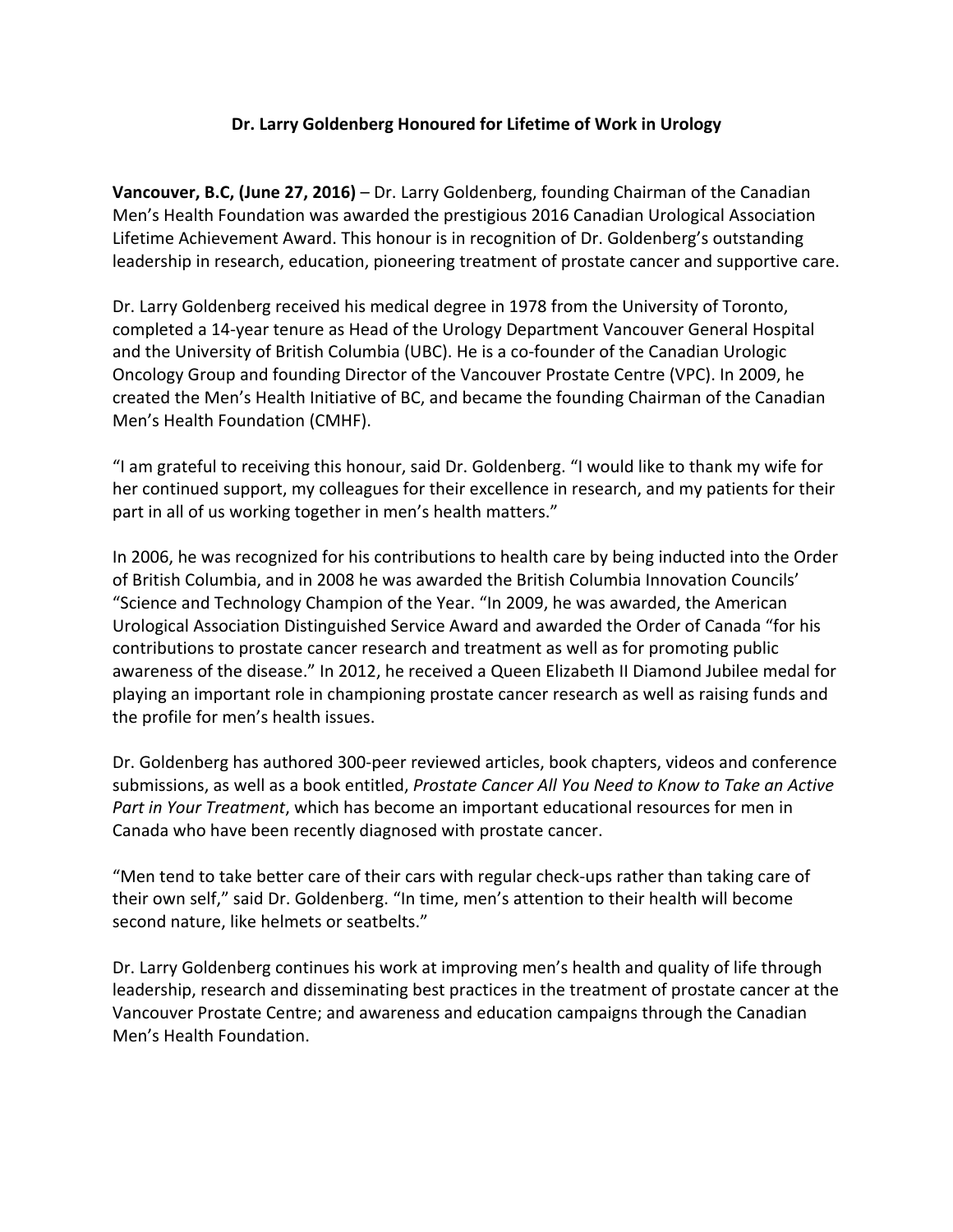**Dr. Larry Goldenberg Honoured for Lifetime of Work in Urology**

**Vancouver, B.C, (June 27, 2016)** – Dr. Larry Goldenberg, founding Chairman of the Canadian Men's Health Foundation was awarded the prestigious 2016 Canadian Urological Association Lifetime Achievement Award. This honour is in recognition of Dr. Goldenberg's outstanding leadership in research, education, pioneering treatment of prostate cancer and supportive care.

Dr. Larry Goldenberg received his medical degree in 1978 from the University of Toronto, completed a 14-year tenure as Head of the Urology Department Vancouver General Hospital and the University of British Columbia (UBC). He is a co-founder of the Canadian Urologic Oncology Group and founding Director of the Vancouver Prostate Centre (VPC). In 2009, he created the Men's Health Initiative of BC, and became the founding Chairman of the Canadian Men's Health Foundation (CMHF).

"I am grateful to receiving this honour, said Dr. Goldenberg. "I would like to thank my wife for her continued support, my colleagues for their excellence in research, and my patients for their part in all of us working together in men's health matters."

In 2006, he was recognized for his contributions to health care by being inducted into the Order of British Columbia, and in 2008 he was awarded the British Columbia Innovation Councils' "Science and Technology Champion of the Year. "In 2009, he was awarded, the American Urological Association Distinguished Service Award and awarded the Order of Canada "for his contributions to prostate cancer research and treatment as well as for promoting public awareness of the disease." In 2012, he received a Queen Elizabeth II Diamond Jubilee medal for playing an important role in championing prostate cancer research as well as raising funds and the profile for men's health issues.

Dr. Goldenberg has authored 300-peer reviewed articles, book chapters, videos and conference submissions, as well as a book entitled, *Prostate Cancer All You Need to Know to Take an Active Part in Your Treatment*, which has become an important educational resources for men in Canada who have been recently diagnosed with prostate cancer.

"Men tend to take better care of their cars with regular check-ups rather than taking care of their own self," said Dr. Goldenberg. "In time, men's attention to their health will become second nature, like helmets or seatbelts."

Dr. Larry Goldenberg continues his work at improving men's health and quality of life through leadership, research and disseminating best practices in the treatment of prostate cancer at the Vancouver Prostate Centre; and awareness and education campaigns through the Canadian Men's Health Foundation.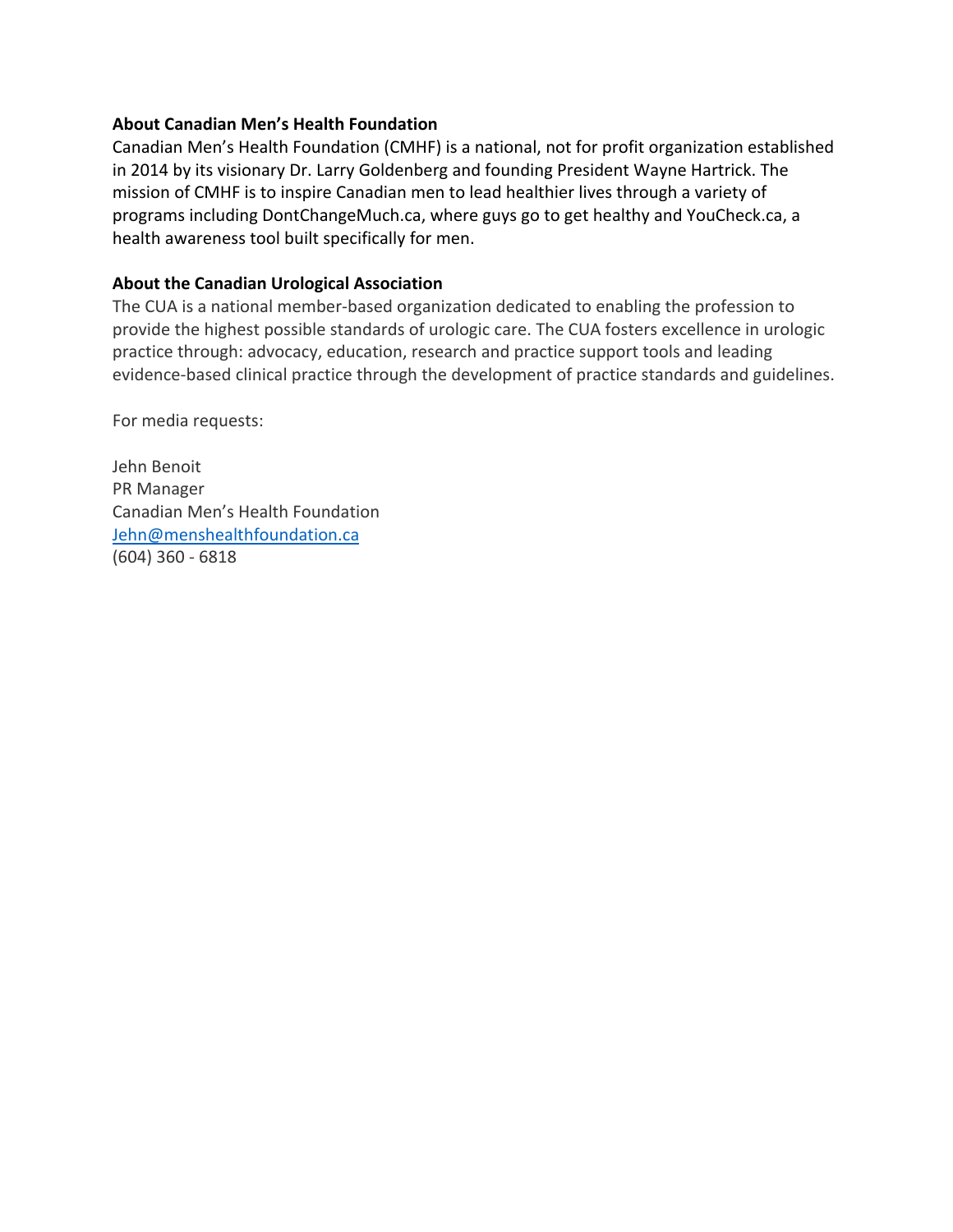**About Canadian Men's Health Foundation**

Canadian Men's Health Foundation (CMHF) is a national, not for profit organization established in 2014 by its visionary Dr. Larry Goldenberg and founding President Wayne Hartrick. The mission of CMHF is to inspire Canadian men to lead healthier lives through a variety of programs including DontChangeMuch.ca, where guys go to get healthy and YouCheck.ca, a health awareness tool built specifically for men.

**About the Canadian Urological Association**

The CUA is a national member-based organization dedicated to enabling the profession to provide the highest possible standards of urologic care. The CUA fosters excellence in urologic practice through: advocacy, education, research and practice support tools and leading evidence-based clinical practice through the development of practice standards and guidelines.

For media requests:

Jehn Benoit
PR Manager
Canadian Men's Health Foundation
Jehn@menshealthfoundation.ca
(604) 360 - 6818